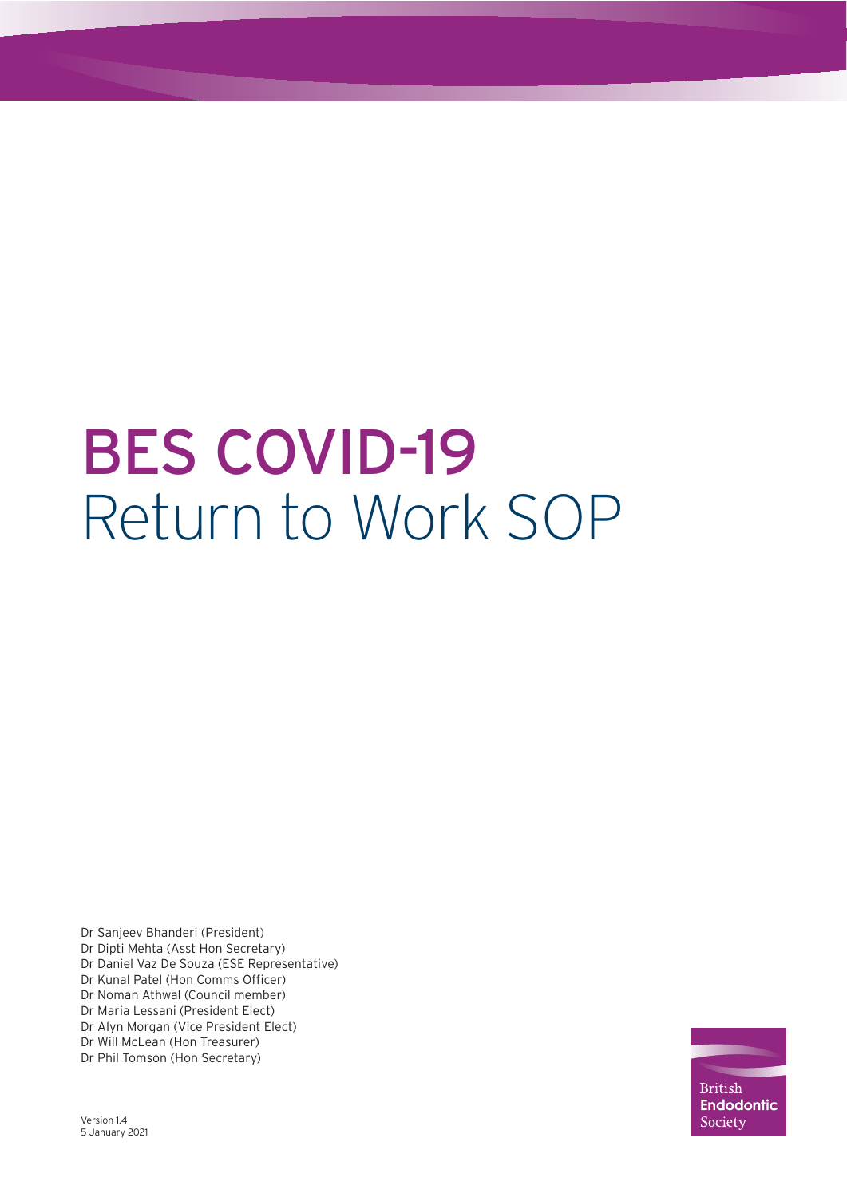# BES COVID-19 Return to Work SOP

Dr Sanjeev Bhanderi (President)
Dr Dipti Mehta (Asst Hon Secretary)
Dr Daniel Vaz De Souza (ESE Representative)
Dr Kunal Patel (Hon Comms Officer)
Dr Noman Athwal (Council member)
Dr Maria Lessani (President Elect)
Dr Alyn Morgan (Vice President Elect)
Dr Will McLean (Hon Treasurer)
Dr Phil Tomson (Hon Secretary)

Version 1.4
5 January 2021

British Endodontic Society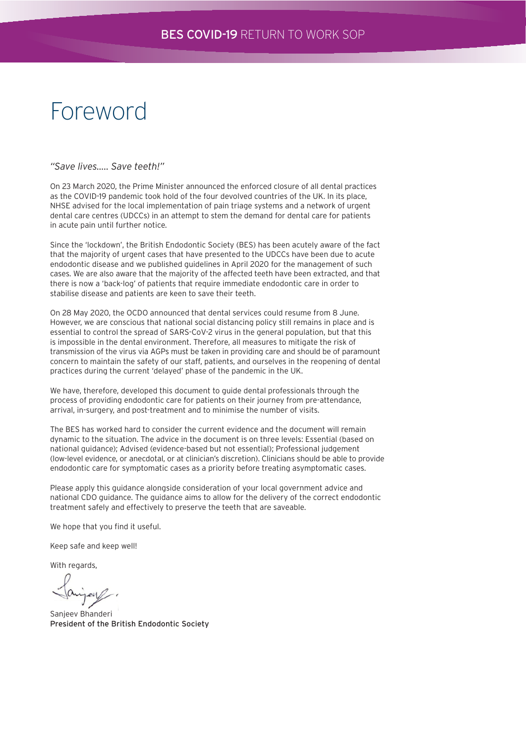# Foreword

*"Save lives..... Save teeth!"*

On 23 March 2020, the Prime Minister announced the enforced closure of all dental practices as the COVID-19 pandemic took hold of the four devolved countries of the UK. In its place, NHSE advised for the local implementation of pain triage systems and a network of urgent dental care centres (UDCCs) in an attempt to stem the demand for dental care for patients in acute pain until further notice.

Since the 'lockdown', the British Endodontic Society (BES) has been acutely aware of the fact that the majority of urgent cases that have presented to the UDCCs have been due to acute endodontic disease and we published guidelines in April 2020 for the management of such cases. We are also aware that the majority of the affected teeth have been extracted, and that there is now a 'back-log' of patients that require immediate endodontic care in order to stabilise disease and patients are keen to save their teeth.

On 28 May 2020, the OCDO announced that dental services could resume from 8 June. However, we are conscious that national social distancing policy still remains in place and is essential to control the spread of SARS-CoV-2 virus in the general population, but that this is impossible in the dental environment. Therefore, all measures to mitigate the risk of transmission of the virus via AGPs must be taken in providing care and should be of paramount concern to maintain the safety of our staff, patients, and ourselves in the reopening of dental practices during the current 'delayed' phase of the pandemic in the UK.

We have, therefore, developed this document to guide dental professionals through the process of providing endodontic care for patients on their journey from pre-attendance, arrival, in-surgery, and post-treatment and to minimise the number of visits.

The BES has worked hard to consider the current evidence and the document will remain dynamic to the situation. The advice in the document is on three levels: Essential (based on national guidance); Advised (evidence-based but not essential); Professional judgement (low-level evidence, or anecdotal, or at clinician's discretion). Clinicians should be able to provide endodontic care for symptomatic cases as a priority before treating asymptomatic cases.

Please apply this guidance alongside consideration of your local government advice and national CDO guidance. The guidance aims to allow for the delivery of the correct endodontic treatment safely and effectively to preserve the teeth that are saveable.

We hope that you find it useful.

Keep safe and keep well!

With regards,

Sanjeev Bhanderi
President of the British Endodontic Society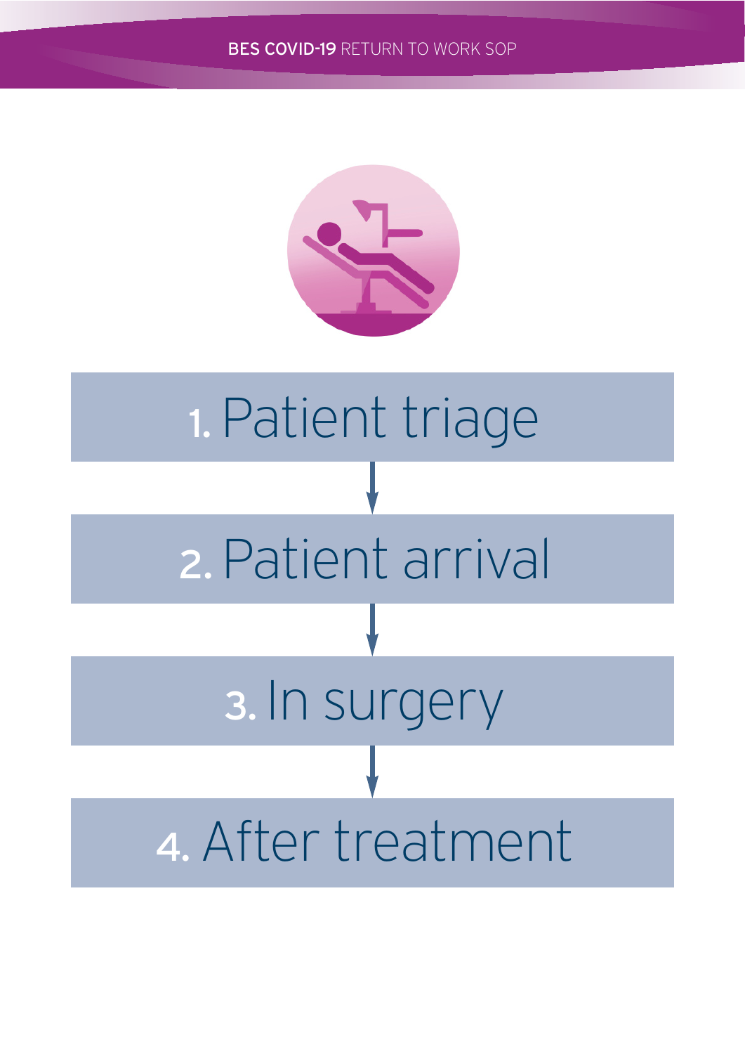1. Patient triage

2. Patient arrival

3. In surgery

4. After treatment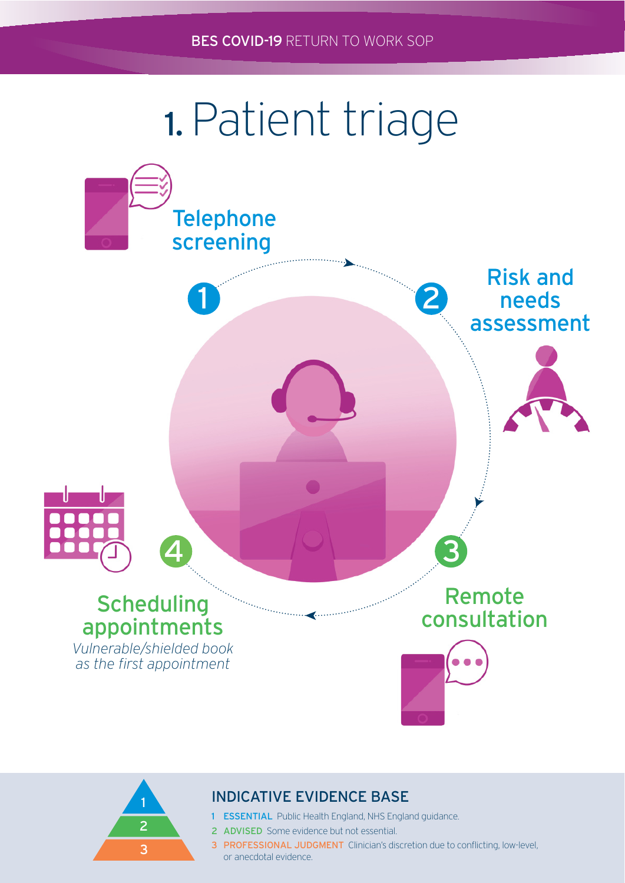# 1. Patient triage

1. Telephone screening
2. Risk and needs assessment
3. Remote consultation
4. Scheduling appointments
   *Vulnerable/shielded book as the first appointment*

### INDICATIVE EVIDENCE BASE

1. **ESSENTIAL** Public Health England, NHS England guidance.
2. **ADVISED** Some evidence but not essential.
3. **PROFESSIONAL JUDGMENT** Clinician's discretion due to conflicting, low-level, or anecdotal evidence.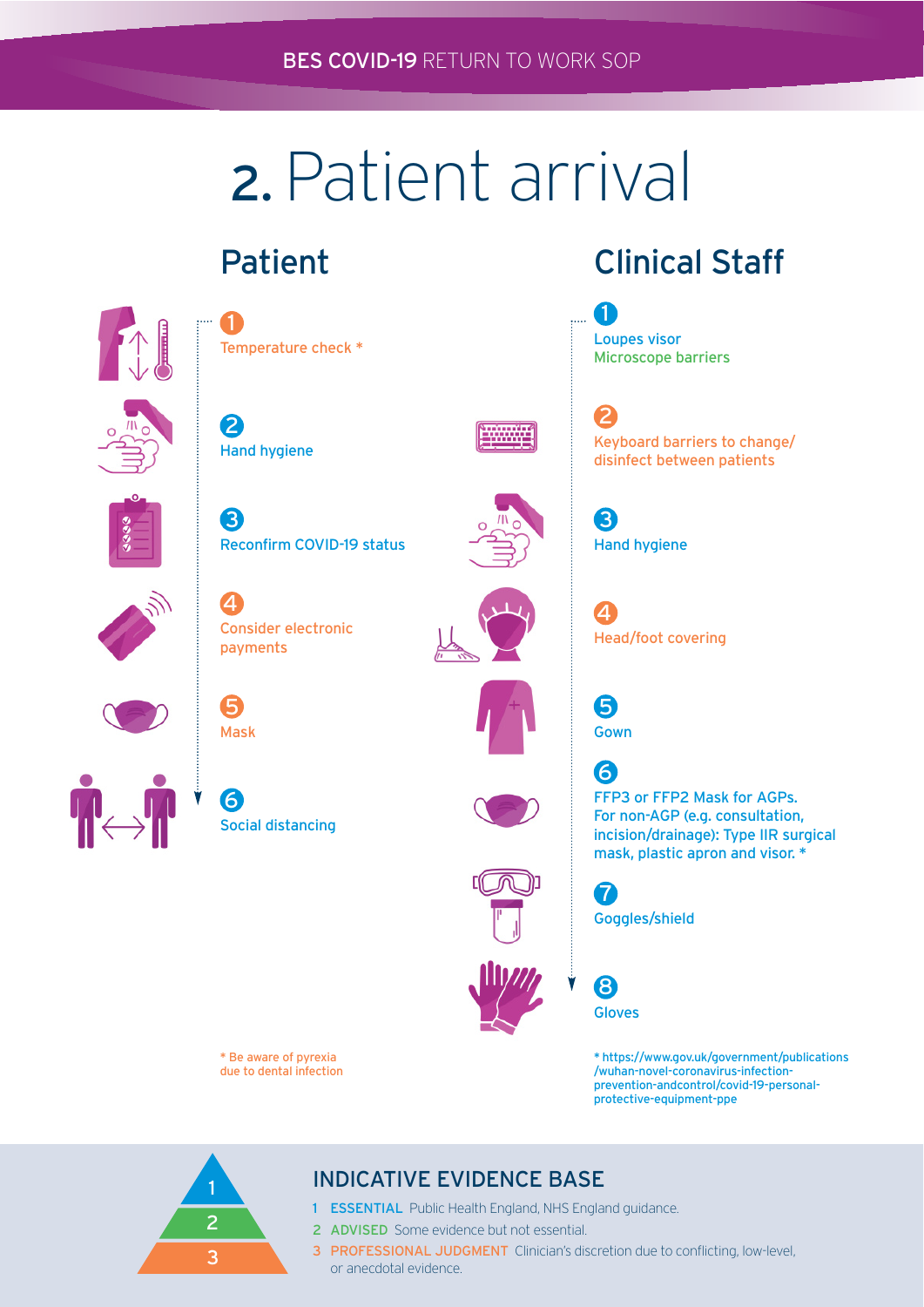# 2. Patient arrival

## Patient

1. Temperature check *
2. Hand hygiene
3. Reconfirm COVID-19 status
4. Consider electronic payments
5. Mask
6. Social distancing

* Be aware of pyrexia due to dental infection

## Clinical Staff

1. Loupes visor
   Microscope barriers
2. Keyboard barriers to change/ disinfect between patients
3. Hand hygiene
4. Head/foot covering
5. Gown
6. FFP3 or FFP2 Mask for AGPs. For non-AGP (e.g. consultation, incision/drainage): Type IIR surgical mask, plastic apron and visor. *
7. Goggles/shield
8. Gloves

* https://www.gov.uk/government/publications/wuhan-novel-coronavirus-infection-prevention-andcontrol/covid-19-personal-protective-equipment-ppe

## INDICATIVE EVIDENCE BASE

1. **ESSENTIAL** Public Health England, NHS England guidance.
2. **ADVISED** Some evidence but not essential.
3. **PROFESSIONAL JUDGMENT** Clinician's discretion due to conflicting, low-level, or anecdotal evidence.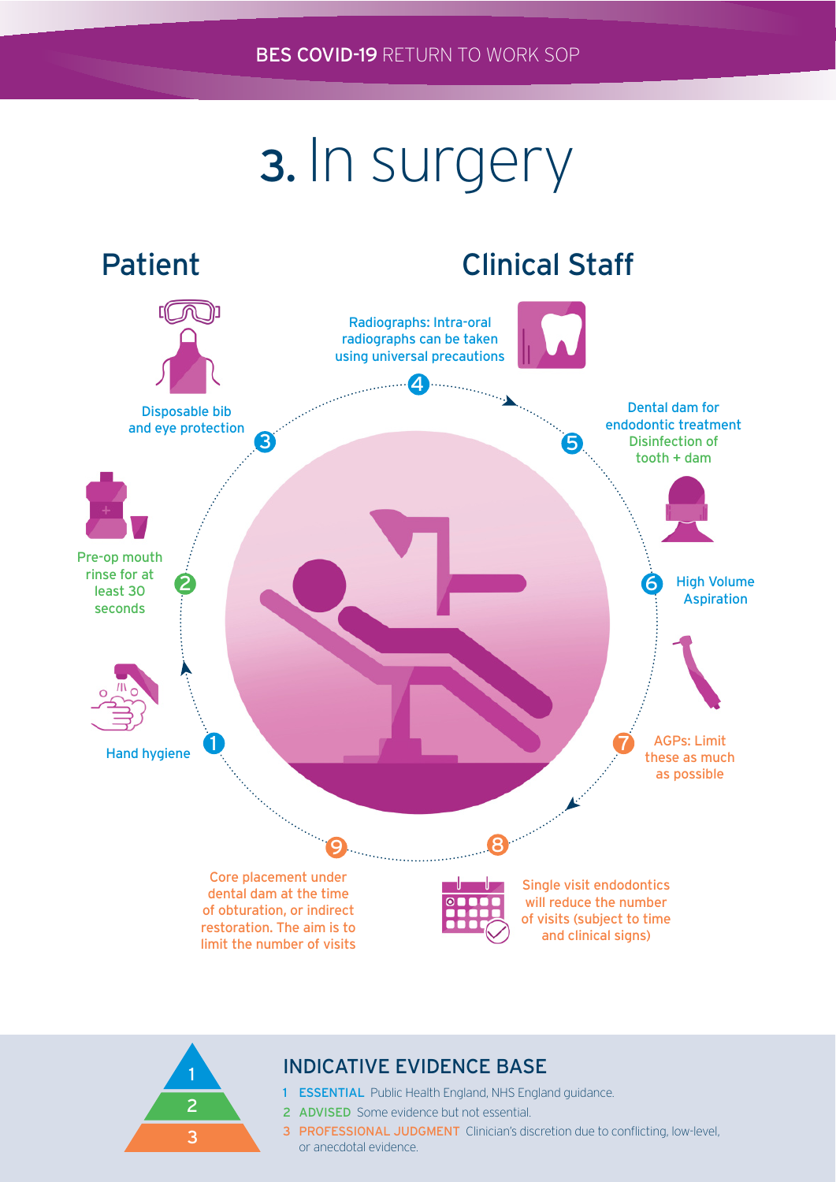# 3. In surgery

## Patient

1. Hand hygiene
2. Pre-op mouth rinse for at least 30 seconds
3. Disposable bib and eye protection

## Clinical Staff

4. Radiographs: Intra-oral radiographs can be taken using universal precautions
5. Dental dam for endodontic treatment
   Disinfection of tooth + dam
6. High Volume Aspiration
7. AGPs: Limit these as much as possible
8. Single visit endodontics will reduce the number of visits (subject to time and clinical signs)
9. Core placement under dental dam at the time of obturation, or indirect restoration. The aim is to limit the number of visits

## INDICATIVE EVIDENCE BASE

1. **ESSENTIAL** Public Health England, NHS England guidance.
2. **ADVISED** Some evidence but not essential.
3. **PROFESSIONAL JUDGMENT** Clinician's discretion due to conflicting, low-level, or anecdotal evidence.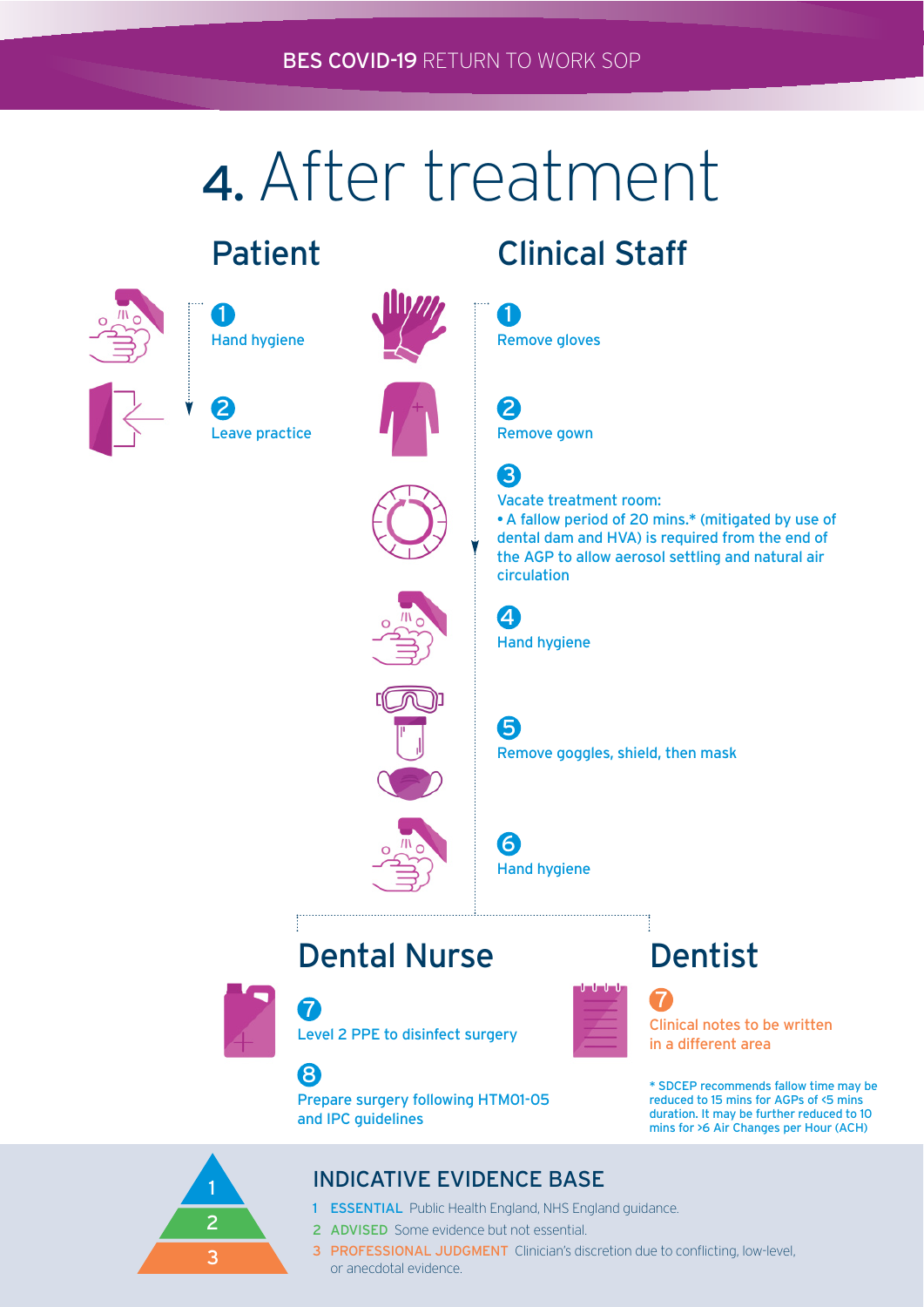# 4. After treatment

## Patient

1. Hand hygiene
2. Leave practice

## Clinical Staff

1. Remove gloves
2. Remove gown
3. Vacate treatment room:
   - A fallow period of 20 mins.* (mitigated by use of dental dam and HVA) is required from the end of the AGP to allow aerosol settling and natural air circulation
4. Hand hygiene
5. Remove goggles, shield, then mask
6. Hand hygiene

## Dental Nurse

7. Level 2 PPE to disinfect surgery
8. Prepare surgery following HTM01-05 and IPC guidelines

## Dentist

7. Clinical notes to be written in a different area

* SDCEP recommends fallow time may be reduced to 15 mins for AGPs of <5 mins duration. It may be further reduced to 10 mins for >6 Air Changes per Hour (ACH)

## INDICATIVE EVIDENCE BASE

1. **ESSENTIAL** Public Health England, NHS England guidance.
2. **ADVISED** Some evidence but not essential.
3. **PROFESSIONAL JUDGMENT** Clinician's discretion due to conflicting, low-level, or anecdotal evidence.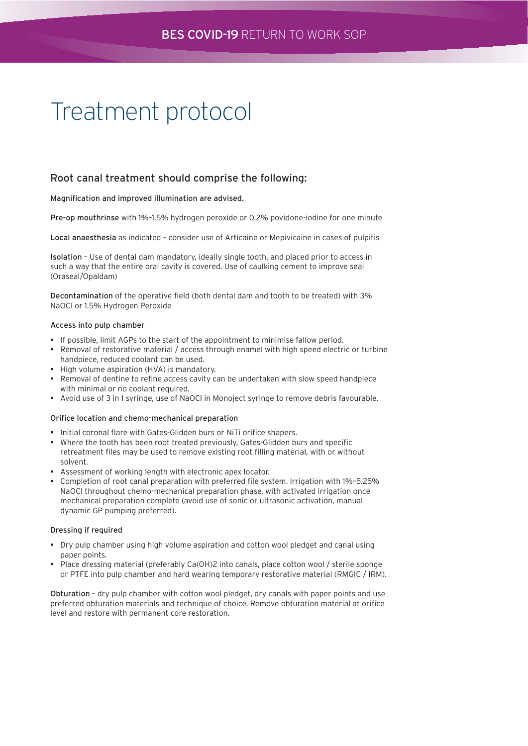# Treatment protocol

## Root canal treatment should comprise the following:

**Magnification and improved illumination are advised.**

**Pre-op mouthrinse** with 1%–1.5% hydrogen peroxide or 0.2% povidone-iodine for one minute

**Local anaesthesia** as indicated – consider use of Articaine or Mepivicaine in cases of pulpitis

**Isolation** – Use of dental dam mandatory, ideally single tooth, and placed prior to access in such a way that the entire oral cavity is covered. Use of caulking cement to improve seal (Oraseal/Opaldam)

**Decontamination** of the operative field (both dental dam and tooth to be treated) with 3% NaOCl or 1.5% Hydrogen Peroxide

### Access into pulp chamber

- If possible, limit AGPs to the start of the appointment to minimise fallow period.
- Removal of restorative material / access through enamel with high speed electric or turbine handpiece, reduced coolant can be used.
- High volume aspiration (HVA) is mandatory.
- Removal of dentine to refine access cavity can be undertaken with slow speed handpiece with minimal or no coolant required.
- Avoid use of 3 in 1 syringe, use of NaOCl in Monoject syringe to remove debris favourable.

### Orifice location and chemo-mechanical preparation

- Initial coronal flare with Gates-Glidden burs or NiTi orifice shapers.
- Where the tooth has been root treated previously, Gates-Glidden burs and specific retreatment files may be used to remove existing root filling material, with or without solvent.
- Assessment of working length with electronic apex locator.
- Completion of root canal preparation with preferred file system. Irrigation with 1%–5.25% NaOCl throughout chemo-mechanical preparation phase, with activated irrigation once mechanical preparation complete (avoid use of sonic or ultrasonic activation, manual dynamic GP pumping preferred).

### Dressing if required

- Dry pulp chamber using high volume aspiration and cotton wool pledget and canal using paper points.
- Place dressing material (preferably $Ca(OH)_2$ into canals, place cotton wool / sterile sponge or PTFE into pulp chamber and hard wearing temporary restorative material (RMGIC / IRM).

**Obturation** – dry pulp chamber with cotton wool pledget, dry canals with paper points and use preferred obturation materials and technique of choice. Remove obturation material at orifice level and restore with permanent core restoration.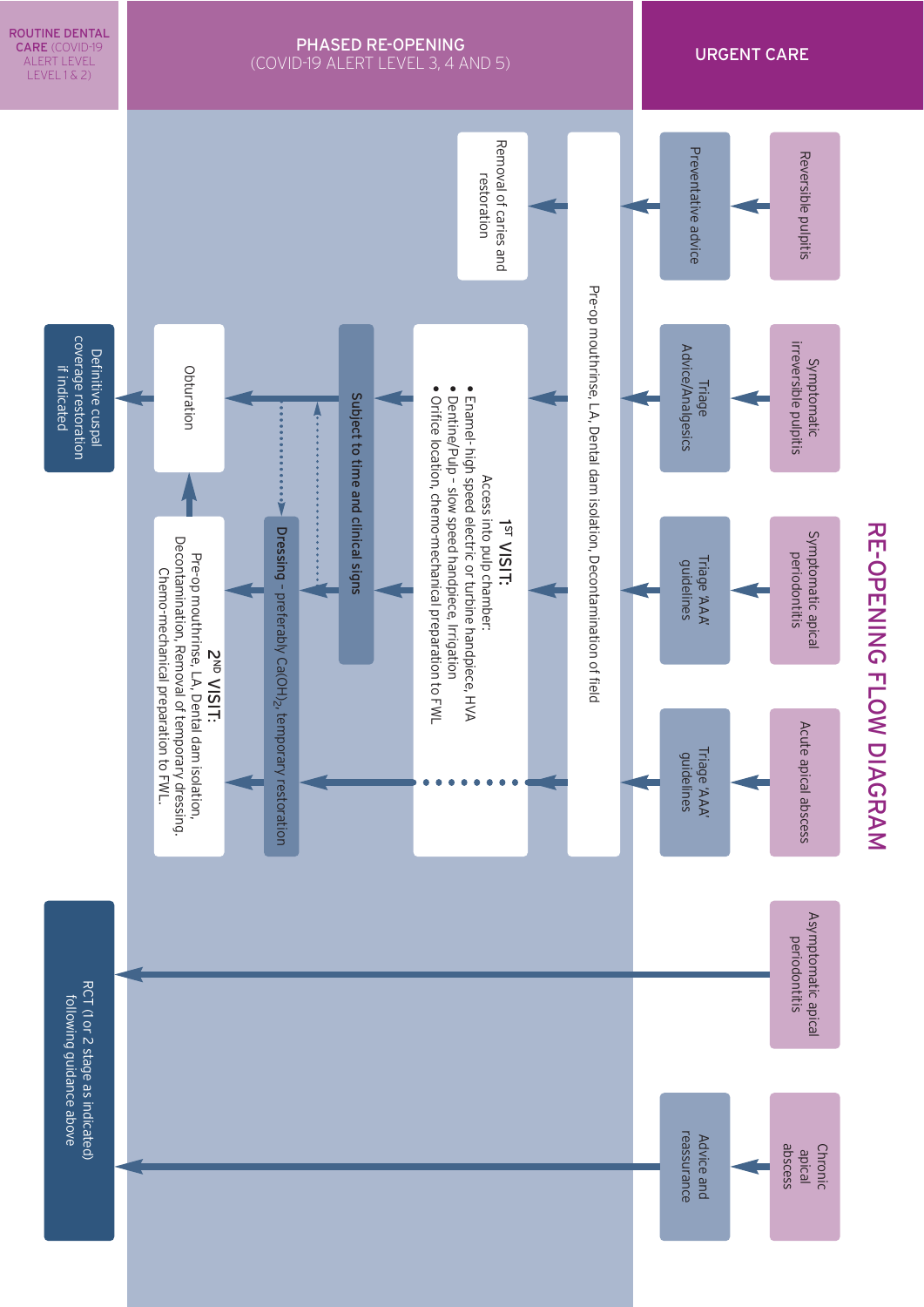# RE-OPENING FLOW DIAGRAM

**URGENT CARE**

**PHASED RE-OPENING** (COVID-19 ALERT LEVEL 3, 4 AND 5)

**ROUTINE DENTAL CARE** (COVID-19 ALERT LEVEL LEVEL 1 & 2)

- **Reversible pulpitis** → Preventative advice → Pre-op mouthrinse, LA, Dental dam isolation, Decontamination of field → Removal of caries and restoration
- **Symptomatic irreversible pulpitis** → Triage Advice/Analgesics → Pre-op mouthrinse, LA, Dental dam isolation, Decontamination of field → 1ST VISIT → Subject to time and clinical signs → Obturation → Definitive cuspal coverage restoration if indicated
- **Symptomatic apical periodontitis** → Triage 'AAA' guidelines → Pre-op mouthrinse, LA, Dental dam isolation, Decontamination of field → 1ST VISIT → Dressing - preferably $Ca(OH)_2$, temporary restoration → 2ND VISIT → Obturation → Definitive cuspal coverage restoration if indicated
- **Acute apical abscess** → Triage 'AAA' guidelines → Pre-op mouthrinse, LA, Dental dam isolation, Decontamination of field → Dressing - preferably $Ca(OH)_2$, temporary restoration → 2ND VISIT → Obturation → Definitive cuspal coverage restoration if indicated
- **Asymptomatic apical periodontitis** → RCT (1 or 2 stage as indicated) following guidance above
- **Chronic apical abscess** → Advice and reassurance → RCT (1 or 2 stage as indicated) following guidance above

**1ST VISIT:**
Access into pulp chamber:
- Enamel- high speed electric or turbine handpiece, HVA
- Dentine/Pulp – slow speed handpiece, Irrigation
- Orifice location, chemo-mechanical preparation to FWL

**Subject to time and clinical signs**

**Dressing** - preferably $Ca(OH)_2$, temporary restoration

**2ND VISIT:**
Pre-op mouthrinse, LA, Dental dam isolation, Decontamination, Removal of temporary dressing, Chemo-mechanical preparation to FWL.

**Obturation**

**Definitive cuspal coverage restoration if indicated**

**RCT (1 or 2 stage as indicated) following guidance above**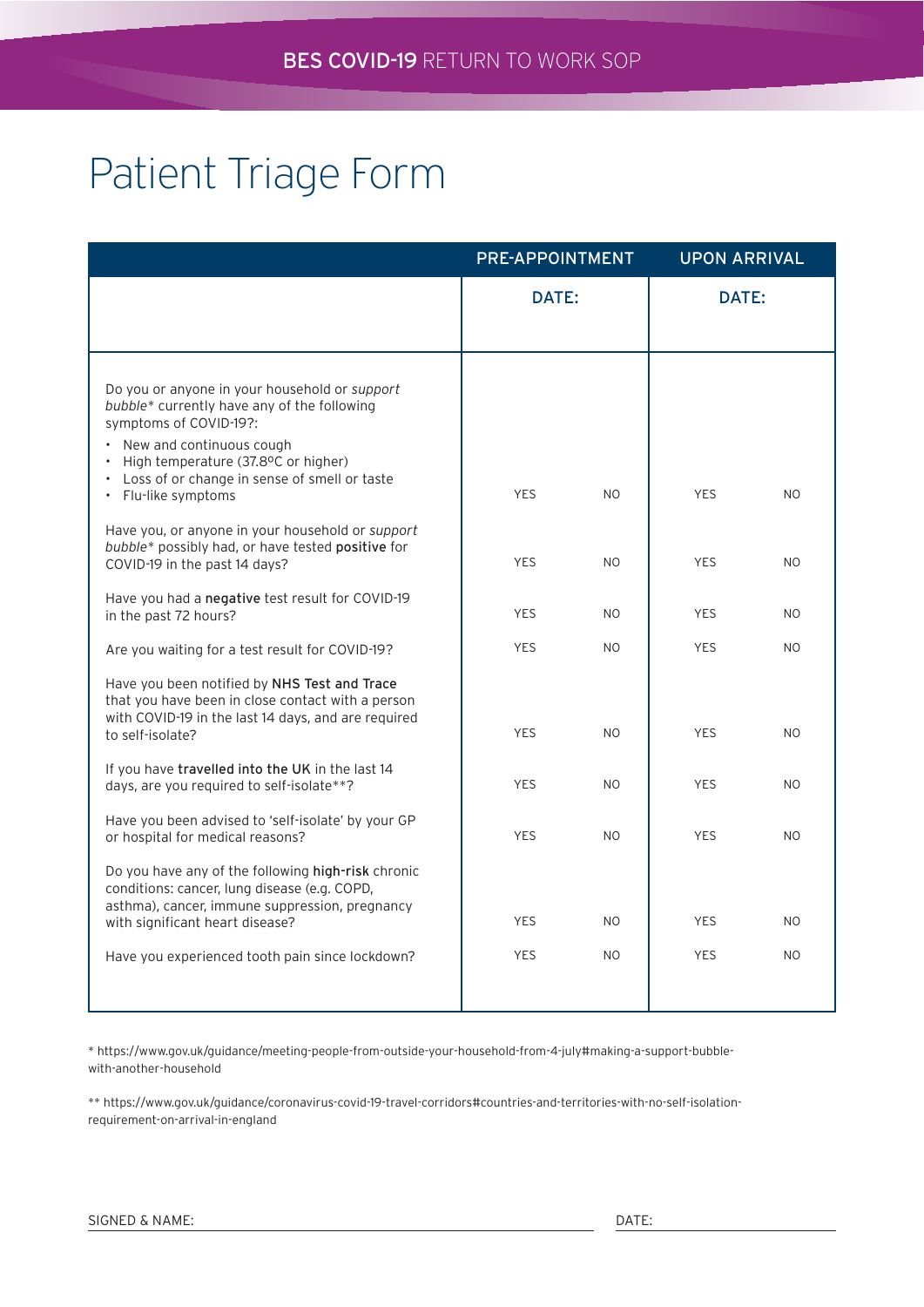# Patient Triage Form

| | PRE-APPOINTMENT | | UPON ARRIVAL | |
|---|---|---|---|---|
| | DATE: | | DATE: | |
| Do you or anyone in your household or *support bubble** currently have any of the following symptoms of COVID-19?:<br>• New and continuous cough<br>• High temperature (37.8ºC or higher)<br>• Loss of or change in sense of smell or taste<br>• Flu-like symptoms | YES | NO | YES | NO |
| Have you, or anyone in your household or *support bubble** possibly had, or have tested **positive** for COVID-19 in the past 14 days? | YES | NO | YES | NO |
| Have you had a **negative** test result for COVID-19 in the past 72 hours? | YES | NO | YES | NO |
| Are you waiting for a test result for COVID-19? | YES | NO | YES | NO |
| Have you been notified by **NHS Test and Trace** that you have been in close contact with a person with COVID-19 in the last 14 days, and are required to self-isolate? | YES | NO | YES | NO |
| If you have **travelled into the UK** in the last 14 days, are you required to self-isolate**? | YES | NO | YES | NO |
| Have you been advised to 'self-isolate' by your GP or hospital for medical reasons? | YES | NO | YES | NO |
| Do you have any of the following **high-risk** chronic conditions: cancer, lung disease (e.g. COPD, asthma), cancer, immune suppression, pregnancy with significant heart disease? | YES | NO | YES | NO |
| Have you experienced tooth pain since lockdown? | YES | NO | YES | NO |

* https://www.gov.uk/guidance/meeting-people-from-outside-your-household-from-4-july#making-a-support-bubble-with-another-household

** https://www.gov.uk/guidance/coronavirus-covid-19-travel-corridors#countries-and-territories-with-no-self-isolation-requirement-on-arrival-in-england

SIGNED & NAME: ______________________ DATE: ______________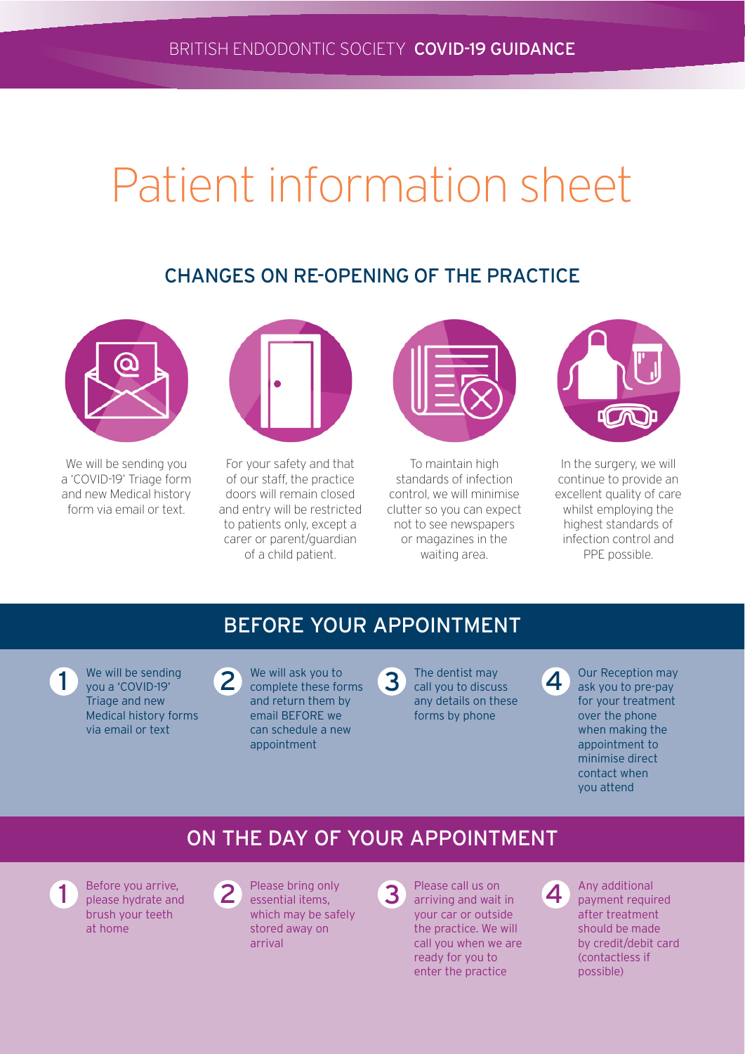BRITISH ENDODONTIC SOCIETY **COVID-19 GUIDANCE**

# Patient information sheet

## CHANGES ON RE-OPENING OF THE PRACTICE

We will be sending you a 'COVID-19' Triage form and new Medical history form via email or text.

For your safety and that of our staff, the practice doors will remain closed and entry will be restricted to patients only, except a carer or parent/guardian of a child patient.

To maintain high standards of infection control, we will minimise clutter so you can expect not to see newspapers or magazines in the waiting area.

In the surgery, we will continue to provide an excellent quality of care whilst employing the highest standards of infection control and PPE possible.

## BEFORE YOUR APPOINTMENT

1. We will be sending you a 'COVID-19' Triage and new Medical history forms via email or text
2. We will ask you to complete these forms and return them by email BEFORE we can schedule a new appointment
3. The dentist may call you to discuss any details on these forms by phone
4. Our Reception may ask you to pre-pay for your treatment over the phone when making the appointment to minimise direct contact when you attend

## ON THE DAY OF YOUR APPOINTMENT

1. Before you arrive, please hydrate and brush your teeth at home
2. Please bring only essential items, which may be safely stored away on arrival
3. Please call us on arriving and wait in your car or outside the practice. We will call you when we are ready for you to enter the practice
4. Any additional payment required after treatment should be made by credit/debit card (contactless if possible)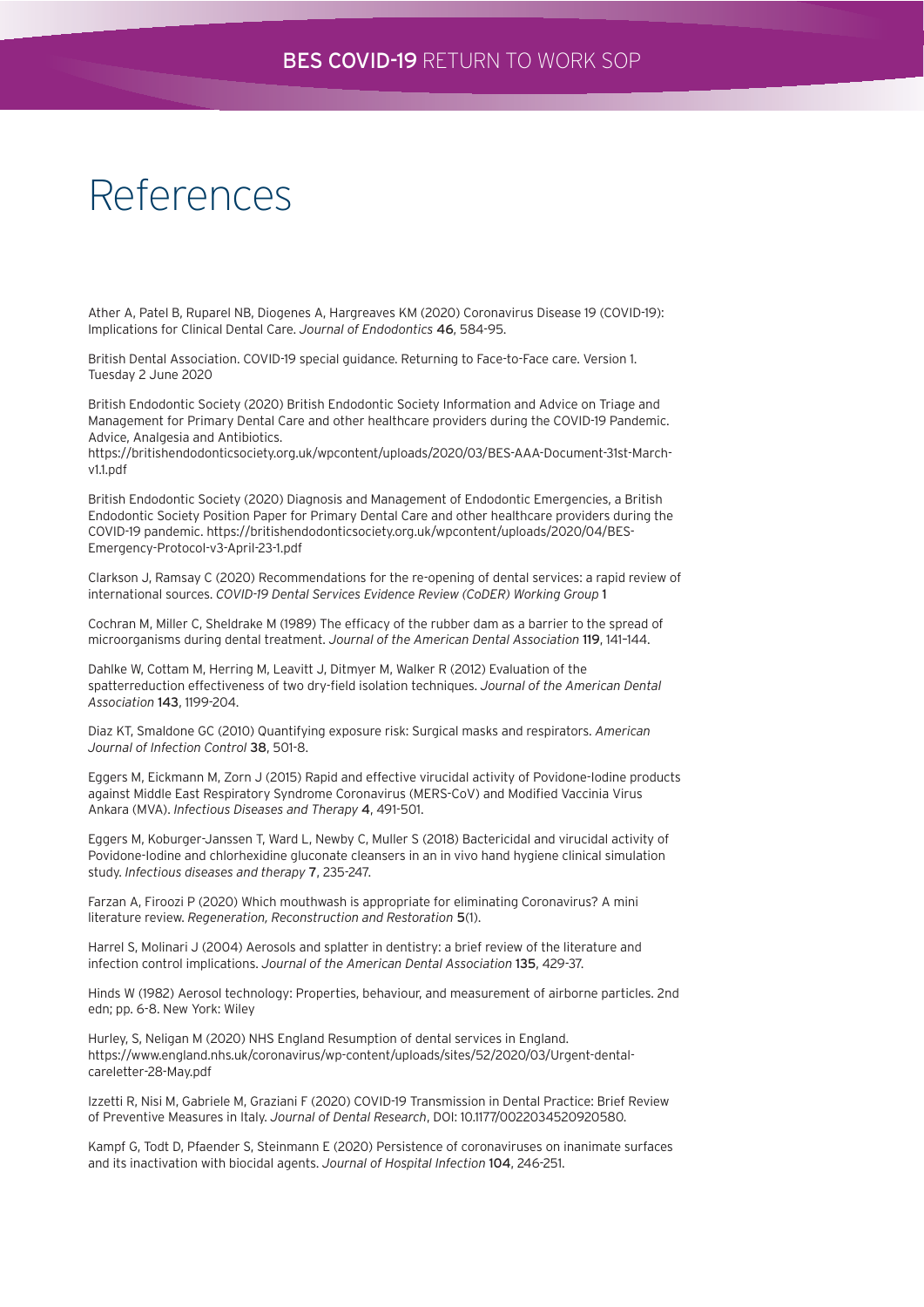# References

Ather A, Patel B, Ruparel NB, Diogenes A, Hargreaves KM (2020) Coronavirus Disease 19 (COVID-19): Implications for Clinical Dental Care. *Journal of Endodontics* **46**, 584-95.

British Dental Association. COVID-19 special guidance. Returning to Face-to-Face care. Version 1. Tuesday 2 June 2020

British Endodontic Society (2020) British Endodontic Society Information and Advice on Triage and Management for Primary Dental Care and other healthcare providers during the COVID-19 Pandemic. Advice, Analgesia and Antibiotics. https://britishendodonticsociety.org.uk/wpcontent/uploads/2020/03/BES-AAA-Document-31st-March-v1.1.pdf

British Endodontic Society (2020) Diagnosis and Management of Endodontic Emergencies, a British Endodontic Society Position Paper for Primary Dental Care and other healthcare providers during the COVID-19 pandemic. https://britishendodonticsociety.org.uk/wpcontent/uploads/2020/04/BES-Emergency-Protocol-v3-April-23-1.pdf

Clarkson J, Ramsay C (2020) Recommendations for the re-opening of dental services: a rapid review of international sources. *COVID-19 Dental Services Evidence Review (CoDER) Working Group* **1**

Cochran M, Miller C, Sheldrake M (1989) The efficacy of the rubber dam as a barrier to the spread of microorganisms during dental treatment. *Journal of the American Dental Association* **119**, 141–144.

Dahlke W, Cottam M, Herring M, Leavitt J, Ditmyer M, Walker R (2012) Evaluation of the spatterreduction effectiveness of two dry-field isolation techniques. *Journal of the American Dental Association* **143**, 1199-204.

Diaz KT, Smaldone GC (2010) Quantifying exposure risk: Surgical masks and respirators. *American Journal of Infection Control* **38**, 501-8.

Eggers M, Eickmann M, Zorn J (2015) Rapid and effective virucidal activity of Povidone-Iodine products against Middle East Respiratory Syndrome Coronavirus (MERS-CoV) and Modified Vaccinia Virus Ankara (MVA). *Infectious Diseases and Therapy* **4**, 491-501.

Eggers M, Koburger-Janssen T, Ward L, Newby C, Muller S (2018) Bactericidal and virucidal activity of Povidone-Iodine and chlorhexidine gluconate cleansers in an in vivo hand hygiene clinical simulation study. *Infectious diseases and therapy* **7**, 235-247.

Farzan A, Firoozi P (2020) Which mouthwash is appropriate for eliminating Coronavirus? A mini literature review. *Regeneration, Reconstruction and Restoration* **5**(1).

Harrel S, Molinari J (2004) Aerosols and splatter in dentistry: a brief review of the literature and infection control implications. *Journal of the American Dental Association* **135**, 429-37.

Hinds W (1982) Aerosol technology: Properties, behaviour, and measurement of airborne particles. 2nd edn; pp. 6-8. New York: Wiley

Hurley, S, Neligan M (2020) NHS England Resumption of dental services in England. https://www.england.nhs.uk/coronavirus/wp-content/uploads/sites/52/2020/03/Urgent-dental-careletter-28-May.pdf

Izzetti R, Nisi M, Gabriele M, Graziani F (2020) COVID-19 Transmission in Dental Practice: Brief Review of Preventive Measures in Italy. *Journal of Dental Research*, DOI: 10.1177/0022034520920580.

Kampf G, Todt D, Pfaender S, Steinmann E (2020) Persistence of coronaviruses on inanimate surfaces and its inactivation with biocidal agents. *Journal of Hospital Infection* **104**, 246-251.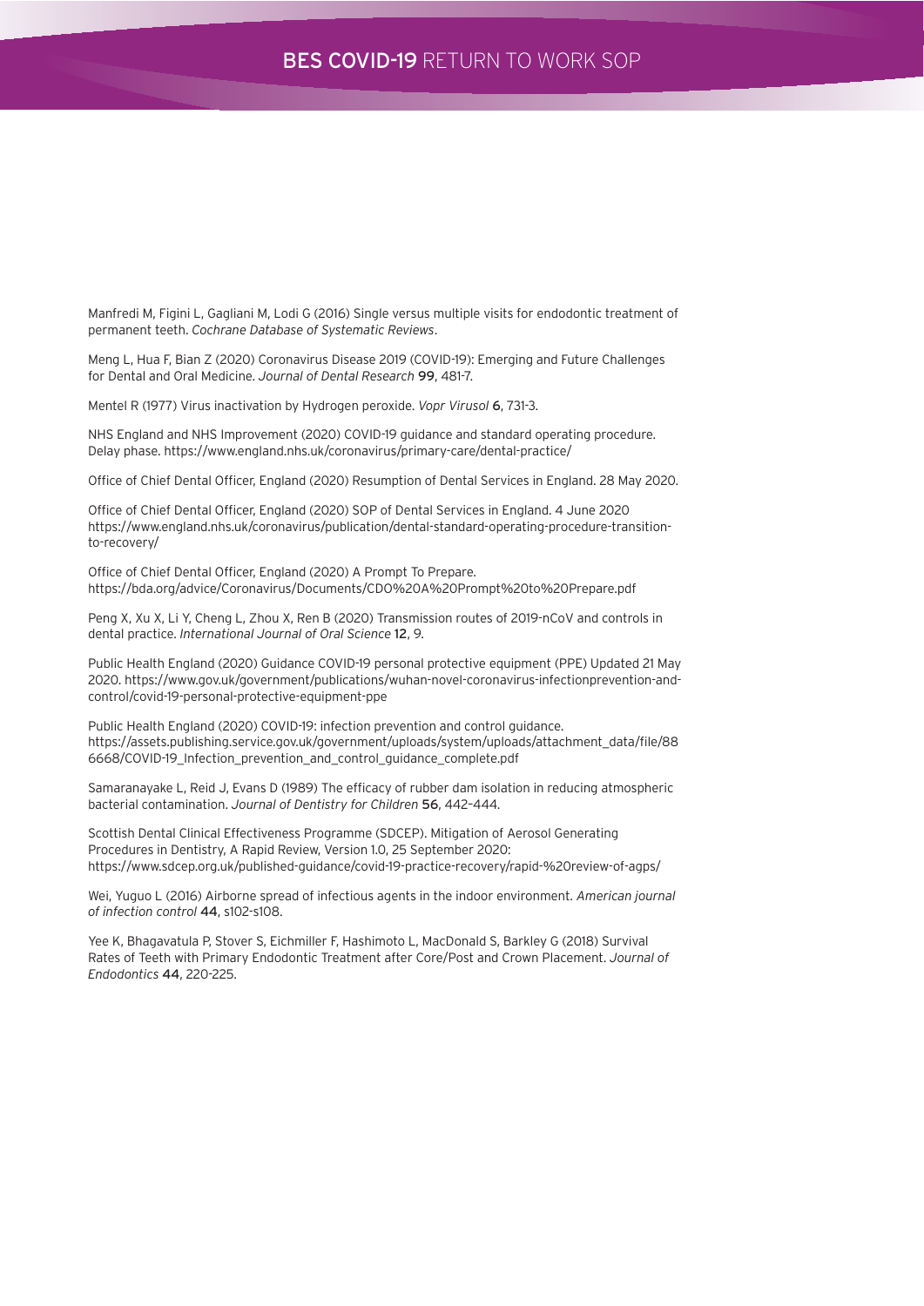Manfredi M, Figini L, Gagliani M, Lodi G (2016) Single versus multiple visits for endodontic treatment of permanent teeth. *Cochrane Database of Systematic Reviews*.

Meng L, Hua F, Bian Z (2020) Coronavirus Disease 2019 (COVID-19): Emerging and Future Challenges for Dental and Oral Medicine. *Journal of Dental Research* **99**, 481-7.

Mentel R (1977) Virus inactivation by Hydrogen peroxide. *Vopr Virusol* **6**, 731-3.

NHS England and NHS Improvement (2020) COVID-19 guidance and standard operating procedure. Delay phase. https://www.england.nhs.uk/coronavirus/primary-care/dental-practice/

Office of Chief Dental Officer, England (2020) Resumption of Dental Services in England. 28 May 2020.

Office of Chief Dental Officer, England (2020) SOP of Dental Services in England. 4 June 2020 https://www.england.nhs.uk/coronavirus/publication/dental-standard-operating-procedure-transition-to-recovery/

Office of Chief Dental Officer, England (2020) A Prompt To Prepare. https://bda.org/advice/Coronavirus/Documents/CDO%20A%20Prompt%20to%20Prepare.pdf

Peng X, Xu X, Li Y, Cheng L, Zhou X, Ren B (2020) Transmission routes of 2019-nCoV and controls in dental practice. *International Journal of Oral Science* **12**, 9.

Public Health England (2020) Guidance COVID-19 personal protective equipment (PPE) Updated 21 May 2020. https://www.gov.uk/government/publications/wuhan-novel-coronavirus-infectionprevention-and-control/covid-19-personal-protective-equipment-ppe

Public Health England (2020) COVID-19: infection prevention and control guidance. https://assets.publishing.service.gov.uk/government/uploads/system/uploads/attachment_data/file/886668/COVID-19_Infection_prevention_and_control_guidance_complete.pdf

Samaranayake L, Reid J, Evans D (1989) The efficacy of rubber dam isolation in reducing atmospheric bacterial contamination. *Journal of Dentistry for Children* **56**, 442–444.

Scottish Dental Clinical Effectiveness Programme (SDCEP). Mitigation of Aerosol Generating Procedures in Dentistry, A Rapid Review, Version 1.0, 25 September 2020: https://www.sdcep.org.uk/published-guidance/covid-19-practice-recovery/rapid-%20review-of-agps/

Wei, Yuguo L (2016) Airborne spread of infectious agents in the indoor environment. *American journal of infection control* **44**, s102-s108.

Yee K, Bhagavatula P, Stover S, Eichmiller F, Hashimoto L, MacDonald S, Barkley G (2018) Survival Rates of Teeth with Primary Endodontic Treatment after Core/Post and Crown Placement. *Journal of Endodontics* **44**, 220-225.